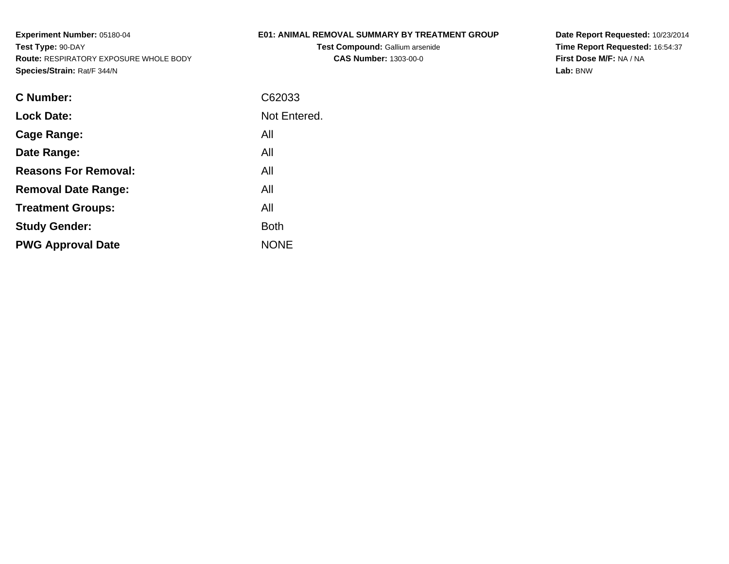**Experiment Number:** 05180-04
**Test Type:** 90-DAY
**Route:** RESPIRATORY EXPOSURE WHOLE BODY
**Species/Strain:** Rat/F 344/N

**E01: ANIMAL REMOVAL SUMMARY BY TREATMENT GROUP**
**Test Compound:** Gallium arsenide
**CAS Number:** 1303-00-0

**Date Report Requested:** 10/23/2014
**Time Report Requested:** 16:54:37
**First Dose M/F:** NA / NA
**Lab:** BNW

| | |
|---|---|
| **C Number:** | C62033 |
| **Lock Date:** | Not Entered. |
| **Cage Range:** | All |
| **Date Range:** | All |
| **Reasons For Removal:** | All |
| **Removal Date Range:** | All |
| **Treatment Groups:** | All |
| **Study Gender:** | Both |
| **PWG Approval Date** | NONE |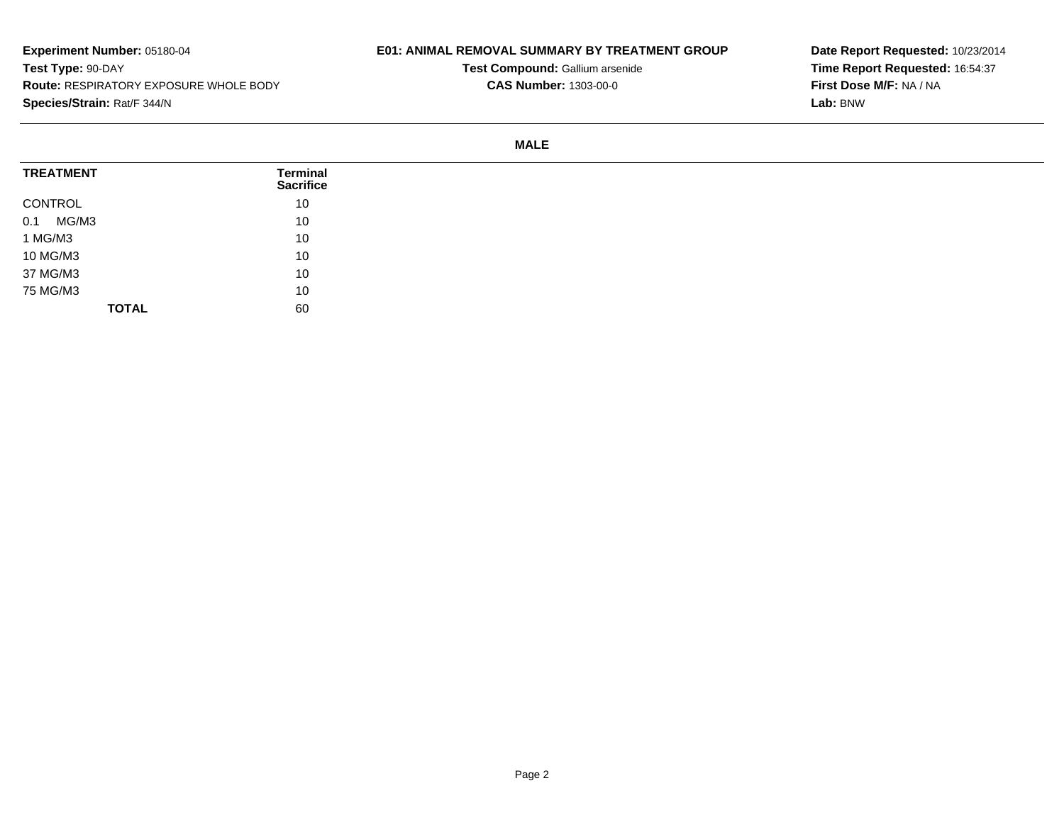**Experiment Number:** 05180-04
**Test Type:** 90-DAY
**Route:** RESPIRATORY EXPOSURE WHOLE BODY
**Species/Strain:** Rat/F 344/N

**E01: ANIMAL REMOVAL SUMMARY BY TREATMENT GROUP**
**Test Compound:** Gallium arsenide
**CAS Number:** 1303-00-0

**Date Report Requested:** 10/23/2014
**Time Report Requested:** 16:54:37
**First Dose M/F:** NA / NA
**Lab:** BNW

**MALE**

| TREATMENT | Terminal Sacrifice |
|---|---|
| CONTROL | 10 |
| 0.1 MG/M3 | 10 |
| 1 MG/M3 | 10 |
| 10 MG/M3 | 10 |
| 37 MG/M3 | 10 |
| 75 MG/M3 | 10 |
| **TOTAL** | 60 |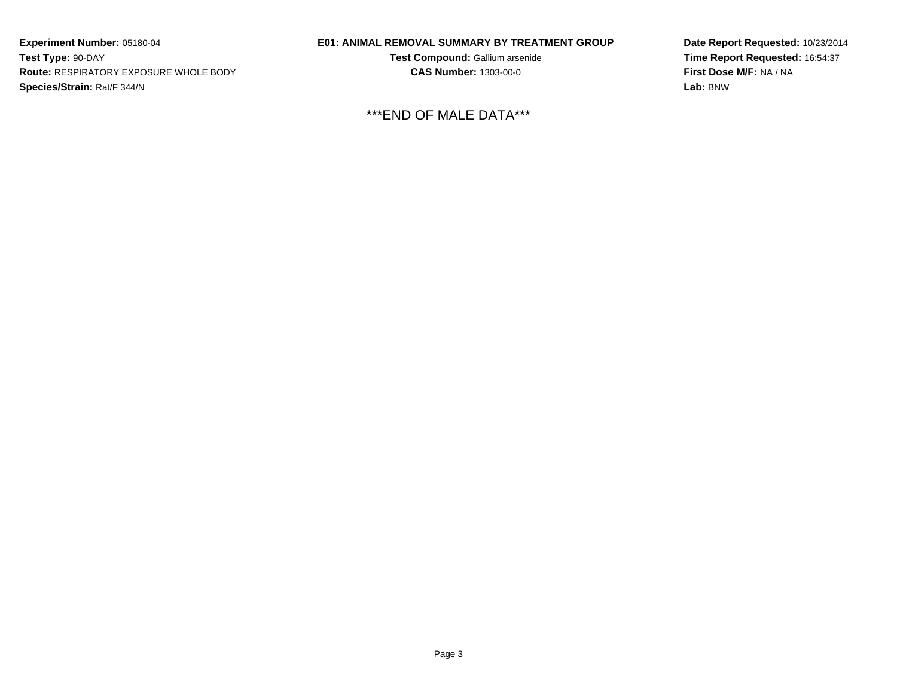**Experiment Number:** 05180-04
**Test Type:** 90-DAY
**Route:** RESPIRATORY EXPOSURE WHOLE BODY
**Species/Strain:** Rat/F 344/N

**E01: ANIMAL REMOVAL SUMMARY BY TREATMENT GROUP**
**Test Compound:** Gallium arsenide
**CAS Number:** 1303-00-0

**Date Report Requested:** 10/23/2014
**Time Report Requested:** 16:54:37
**First Dose M/F:** NA / NA
**Lab:** BNW

***END OF MALE DATA***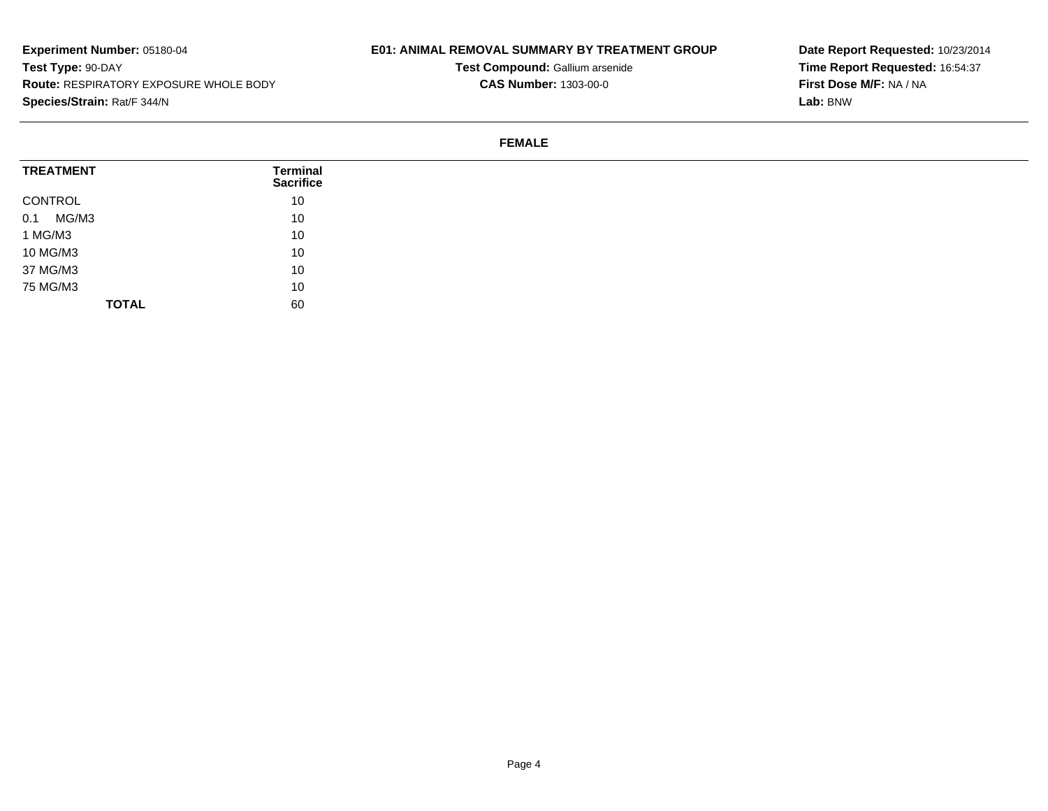**Experiment Number:** 05180-04
**Test Type:** 90-DAY
**Route:** RESPIRATORY EXPOSURE WHOLE BODY
**Species/Strain:** Rat/F 344/N

**E01: ANIMAL REMOVAL SUMMARY BY TREATMENT GROUP**
**Test Compound:** Gallium arsenide
**CAS Number:** 1303-00-0

**Date Report Requested:** 10/23/2014
**Time Report Requested:** 16:54:37
**First Dose M/F:** NA / NA
**Lab:** BNW

**FEMALE**

| TREATMENT | Terminal Sacrifice |
|---|---|
| CONTROL | 10 |
| 0.1 MG/M3 | 10 |
| 1 MG/M3 | 10 |
| 10 MG/M3 | 10 |
| 37 MG/M3 | 10 |
| 75 MG/M3 | 10 |
| **TOTAL** | 60 |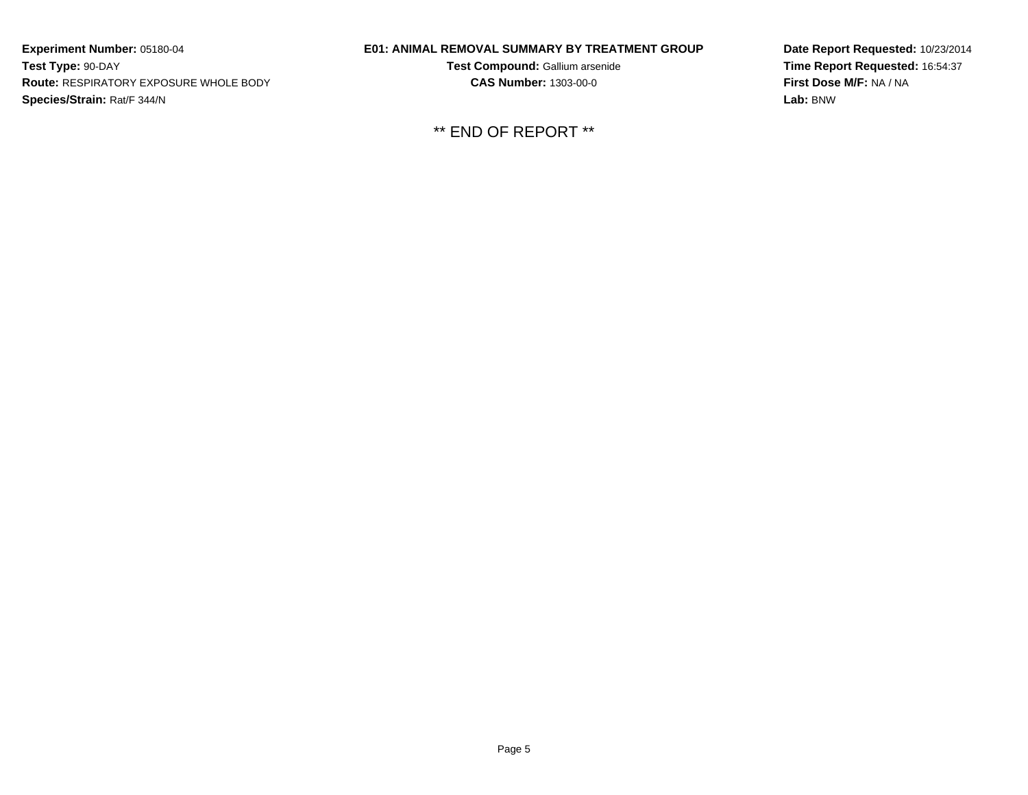**Experiment Number:** 05180-04
**Test Type:** 90-DAY
**Route:** RESPIRATORY EXPOSURE WHOLE BODY
**Species/Strain:** Rat/F 344/N

**E01: ANIMAL REMOVAL SUMMARY BY TREATMENT GROUP**
**Test Compound:** Gallium arsenide
**CAS Number:** 1303-00-0

**Date Report Requested:** 10/23/2014
**Time Report Requested:** 16:54:37
**First Dose M/F:** NA / NA
**Lab:** BNW

** END OF REPORT **